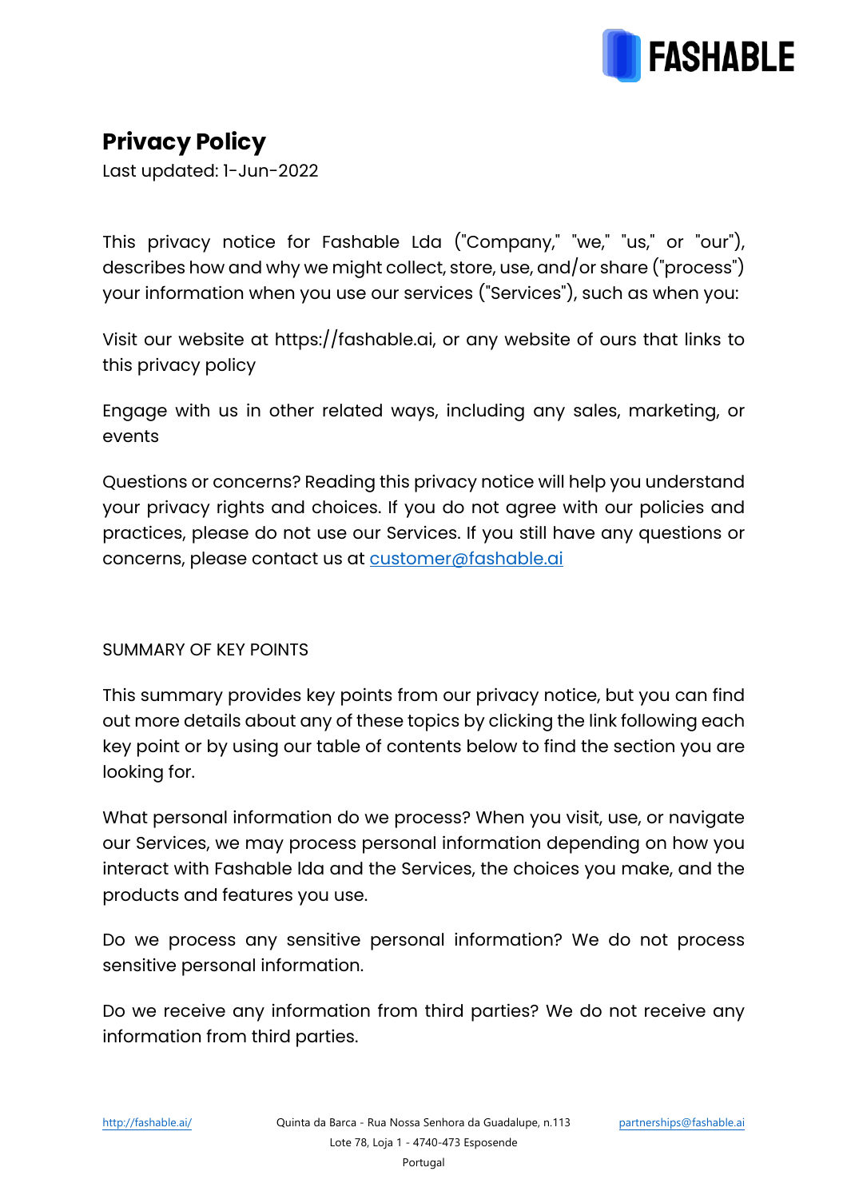# Privacy Policy

Last updated: 1-Jun-2022

This privacy notice for Fashable Lda ("Company," "we," "us," or "our"), describes how and why we might collect, store, use, and/or share ("process") your information when you use our services ("Services"), such as when you:

Visit our website at https://fashable.ai, or any website of ours that links to this privacy policy

Engage with us in other related ways, including any sales, marketing, or events

Questions or concerns? Reading this privacy notice will help you understand your privacy rights and choices. If you do not agree with our policies and practices, please do not use our Services. If you still have any questions or concerns, please contact us at customer@fashable.ai

## SUMMARY OF KEY POINTS

This summary provides key points from our privacy notice, but you can find out more details about any of these topics by clicking the link following each key point or by using our table of contents below to find the section you are looking for.

What personal information do we process? When you visit, use, or navigate our Services, we may process personal information depending on how you interact with Fashable lda and the Services, the choices you make, and the products and features you use.

Do we process any sensitive personal information? We do not process sensitive personal information.

Do we receive any information from third parties? We do not receive any information from third parties.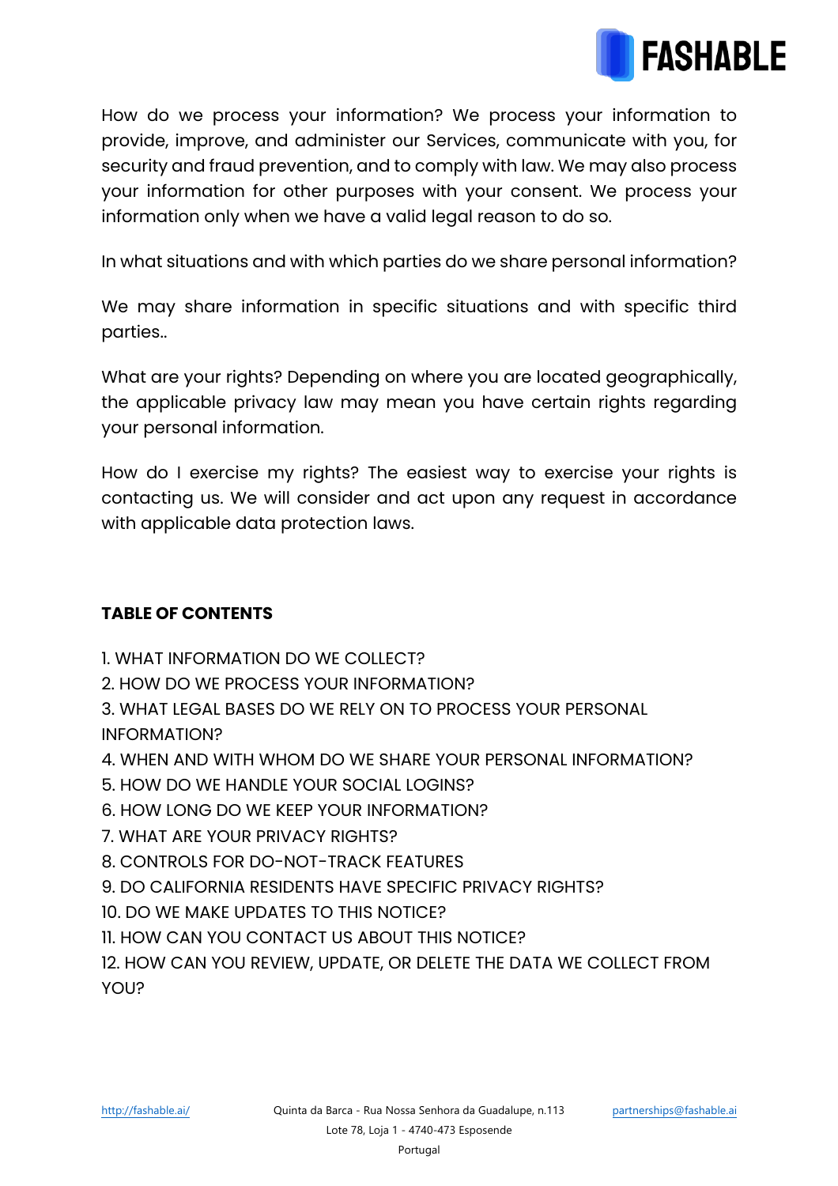How do we process your information? We process your information to provide, improve, and administer our Services, communicate with you, for security and fraud prevention, and to comply with law. We may also process your information for other purposes with your consent. We process your information only when we have a valid legal reason to do so.

In what situations and with which parties do we share personal information?

We may share information in specific situations and with specific third parties..

What are your rights? Depending on where you are located geographically, the applicable privacy law may mean you have certain rights regarding your personal information.

How do I exercise my rights? The easiest way to exercise your rights is contacting us. We will consider and act upon any request in accordance with applicable data protection laws.

**TABLE OF CONTENTS**

1. WHAT INFORMATION DO WE COLLECT?
2. HOW DO WE PROCESS YOUR INFORMATION?
3. WHAT LEGAL BASES DO WE RELY ON TO PROCESS YOUR PERSONAL INFORMATION?
4. WHEN AND WITH WHOM DO WE SHARE YOUR PERSONAL INFORMATION?
5. HOW DO WE HANDLE YOUR SOCIAL LOGINS?
6. HOW LONG DO WE KEEP YOUR INFORMATION?
7. WHAT ARE YOUR PRIVACY RIGHTS?
8. CONTROLS FOR DO-NOT-TRACK FEATURES
9. DO CALIFORNIA RESIDENTS HAVE SPECIFIC PRIVACY RIGHTS?
10. DO WE MAKE UPDATES TO THIS NOTICE?
11. HOW CAN YOU CONTACT US ABOUT THIS NOTICE?
12. HOW CAN YOU REVIEW, UPDATE, OR DELETE THE DATA WE COLLECT FROM YOU?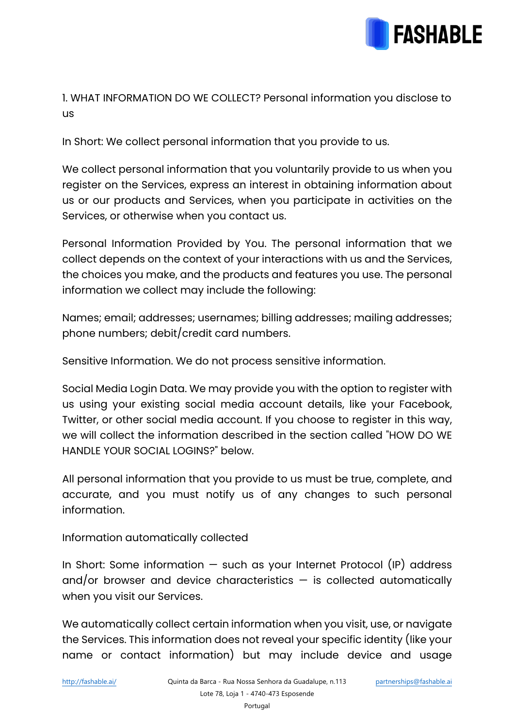1. WHAT INFORMATION DO WE COLLECT? Personal information you disclose to us

In Short: We collect personal information that you provide to us.

We collect personal information that you voluntarily provide to us when you register on the Services, express an interest in obtaining information about us or our products and Services, when you participate in activities on the Services, or otherwise when you contact us.

Personal Information Provided by You. The personal information that we collect depends on the context of your interactions with us and the Services, the choices you make, and the products and features you use. The personal information we collect may include the following:

Names; email; addresses; usernames; billing addresses; mailing addresses; phone numbers; debit/credit card numbers.

Sensitive Information. We do not process sensitive information.

Social Media Login Data. We may provide you with the option to register with us using your existing social media account details, like your Facebook, Twitter, or other social media account. If you choose to register in this way, we will collect the information described in the section called "HOW DO WE HANDLE YOUR SOCIAL LOGINS?" below.

All personal information that you provide to us must be true, complete, and accurate, and you must notify us of any changes to such personal information.

Information automatically collected

In Short: Some information — such as your Internet Protocol (IP) address and/or browser and device characteristics — is collected automatically when you visit our Services.

We automatically collect certain information when you visit, use, or navigate the Services. This information does not reveal your specific identity (like your name or contact information) but may include device and usage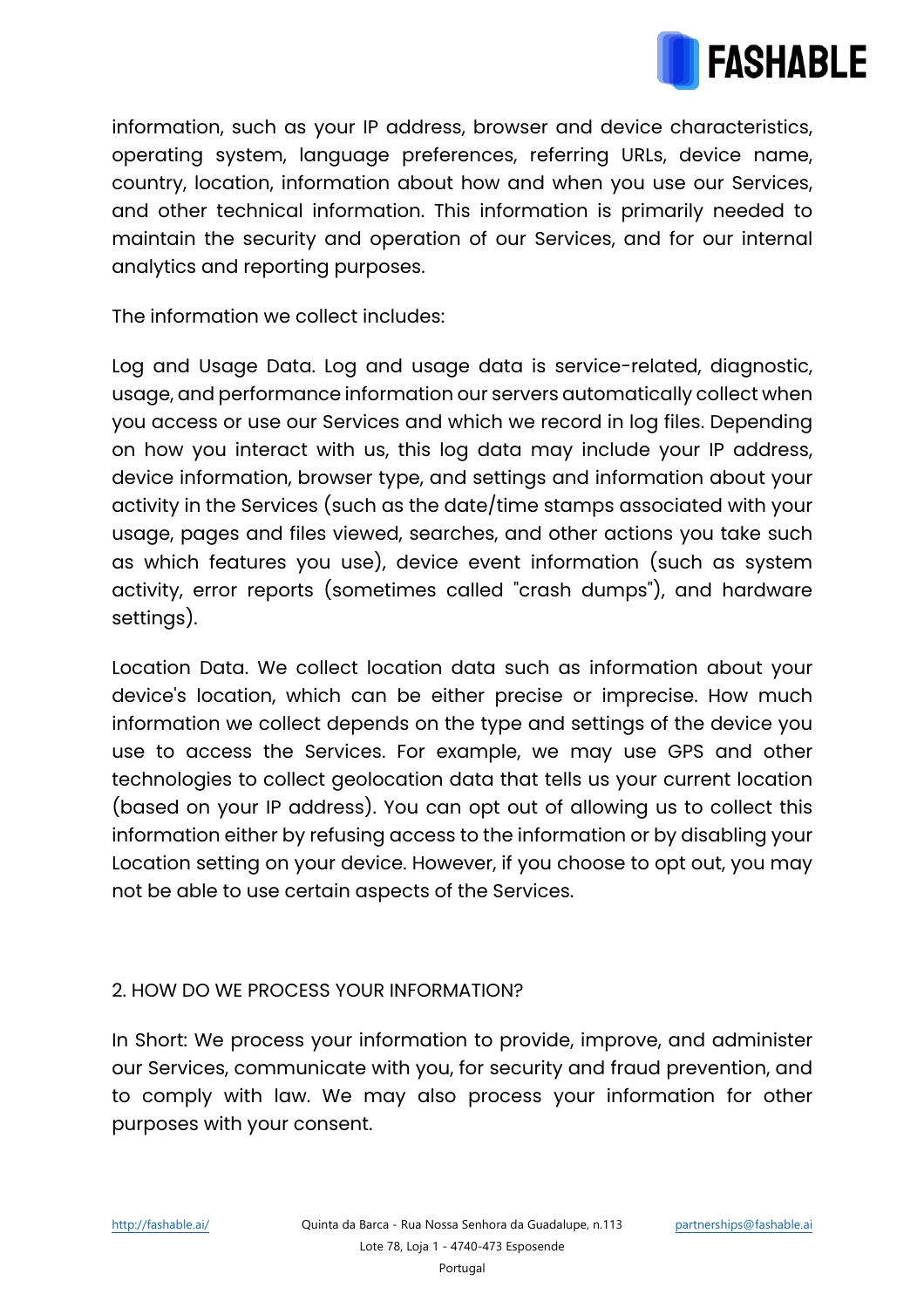information, such as your IP address, browser and device characteristics, operating system, language preferences, referring URLs, device name, country, location, information about how and when you use our Services, and other technical information. This information is primarily needed to maintain the security and operation of our Services, and for our internal analytics and reporting purposes.

The information we collect includes:

Log and Usage Data. Log and usage data is service-related, diagnostic, usage, and performance information our servers automatically collect when you access or use our Services and which we record in log files. Depending on how you interact with us, this log data may include your IP address, device information, browser type, and settings and information about your activity in the Services (such as the date/time stamps associated with your usage, pages and files viewed, searches, and other actions you take such as which features you use), device event information (such as system activity, error reports (sometimes called "crash dumps"), and hardware settings).

Location Data. We collect location data such as information about your device's location, which can be either precise or imprecise. How much information we collect depends on the type and settings of the device you use to access the Services. For example, we may use GPS and other technologies to collect geolocation data that tells us your current location (based on your IP address). You can opt out of allowing us to collect this information either by refusing access to the information or by disabling your Location setting on your device. However, if you choose to opt out, you may not be able to use certain aspects of the Services.

## 2. HOW DO WE PROCESS YOUR INFORMATION?

In Short: We process your information to provide, improve, and administer our Services, communicate with you, for security and fraud prevention, and to comply with law. We may also process your information for other purposes with your consent.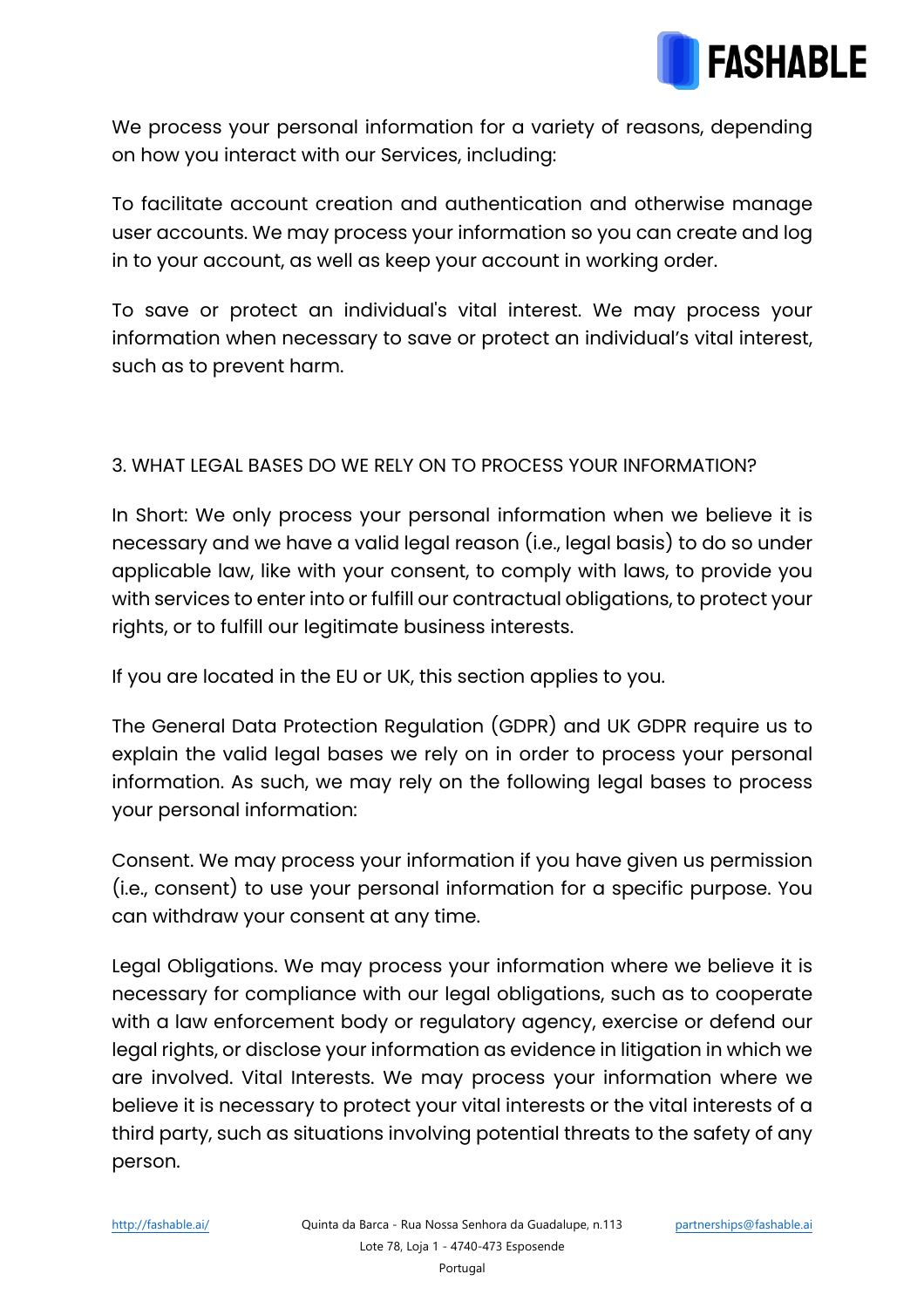We process your personal information for a variety of reasons, depending on how you interact with our Services, including:

To facilitate account creation and authentication and otherwise manage user accounts. We may process your information so you can create and log in to your account, as well as keep your account in working order.

To save or protect an individual's vital interest. We may process your information when necessary to save or protect an individual's vital interest, such as to prevent harm.

## 3. WHAT LEGAL BASES DO WE RELY ON TO PROCESS YOUR INFORMATION?

In Short: We only process your personal information when we believe it is necessary and we have a valid legal reason (i.e., legal basis) to do so under applicable law, like with your consent, to comply with laws, to provide you with services to enter into or fulfill our contractual obligations, to protect your rights, or to fulfill our legitimate business interests.

If you are located in the EU or UK, this section applies to you.

The General Data Protection Regulation (GDPR) and UK GDPR require us to explain the valid legal bases we rely on in order to process your personal information. As such, we may rely on the following legal bases to process your personal information:

Consent. We may process your information if you have given us permission (i.e., consent) to use your personal information for a specific purpose. You can withdraw your consent at any time.

Legal Obligations. We may process your information where we believe it is necessary for compliance with our legal obligations, such as to cooperate with a law enforcement body or regulatory agency, exercise or defend our legal rights, or disclose your information as evidence in litigation in which we are involved. Vital Interests. We may process your information where we believe it is necessary to protect your vital interests or the vital interests of a third party, such as situations involving potential threats to the safety of any person.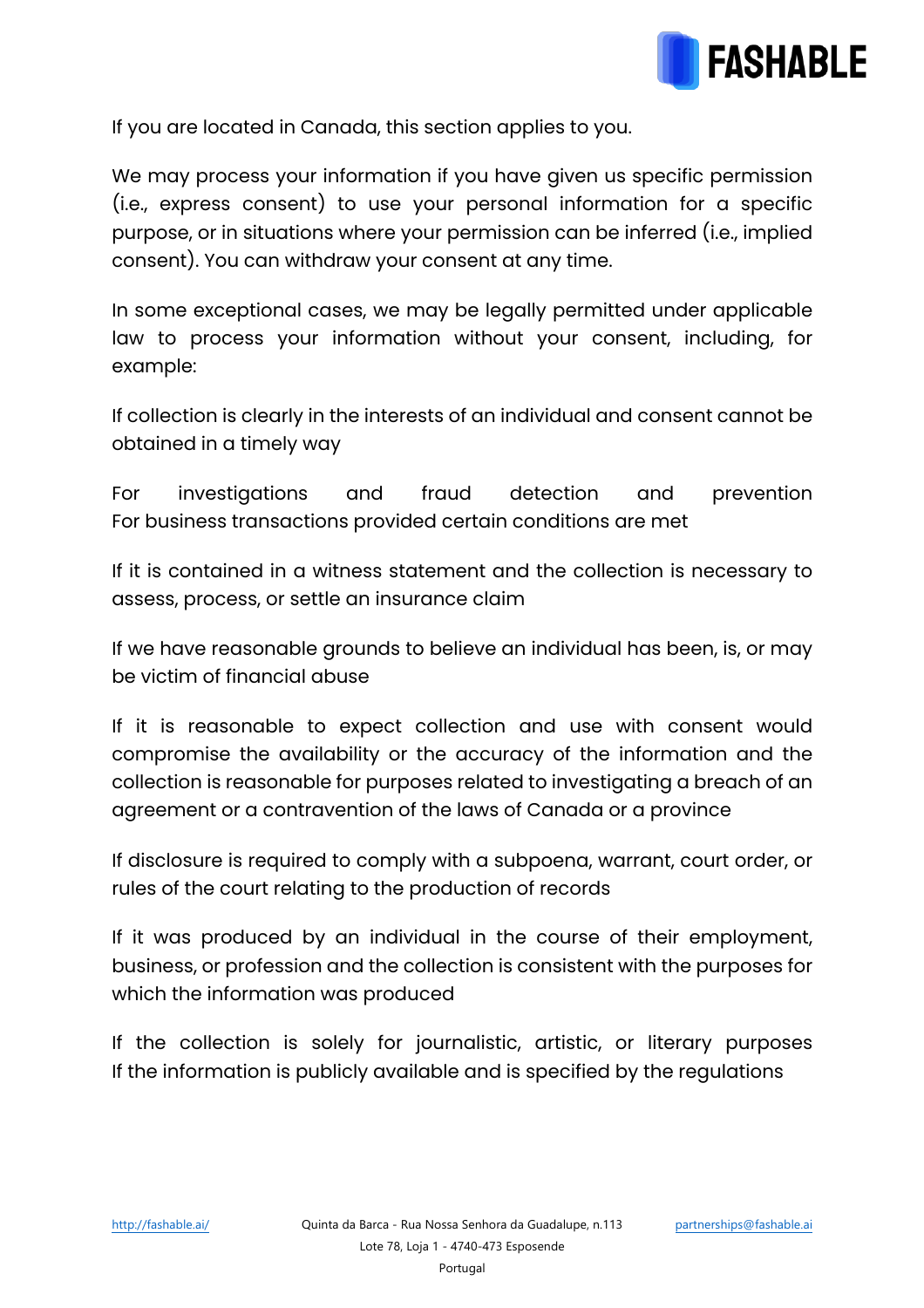If you are located in Canada, this section applies to you.

We may process your information if you have given us specific permission (i.e., express consent) to use your personal information for a specific purpose, or in situations where your permission can be inferred (i.e., implied consent). You can withdraw your consent at any time.

In some exceptional cases, we may be legally permitted under applicable law to process your information without your consent, including, for example:

If collection is clearly in the interests of an individual and consent cannot be obtained in a timely way

For investigations and fraud detection and prevention
For business transactions provided certain conditions are met

If it is contained in a witness statement and the collection is necessary to assess, process, or settle an insurance claim

If we have reasonable grounds to believe an individual has been, is, or may be victim of financial abuse

If it is reasonable to expect collection and use with consent would compromise the availability or the accuracy of the information and the collection is reasonable for purposes related to investigating a breach of an agreement or a contravention of the laws of Canada or a province

If disclosure is required to comply with a subpoena, warrant, court order, or rules of the court relating to the production of records

If it was produced by an individual in the course of their employment, business, or profession and the collection is consistent with the purposes for which the information was produced

If the collection is solely for journalistic, artistic, or literary purposes
If the information is publicly available and is specified by the regulations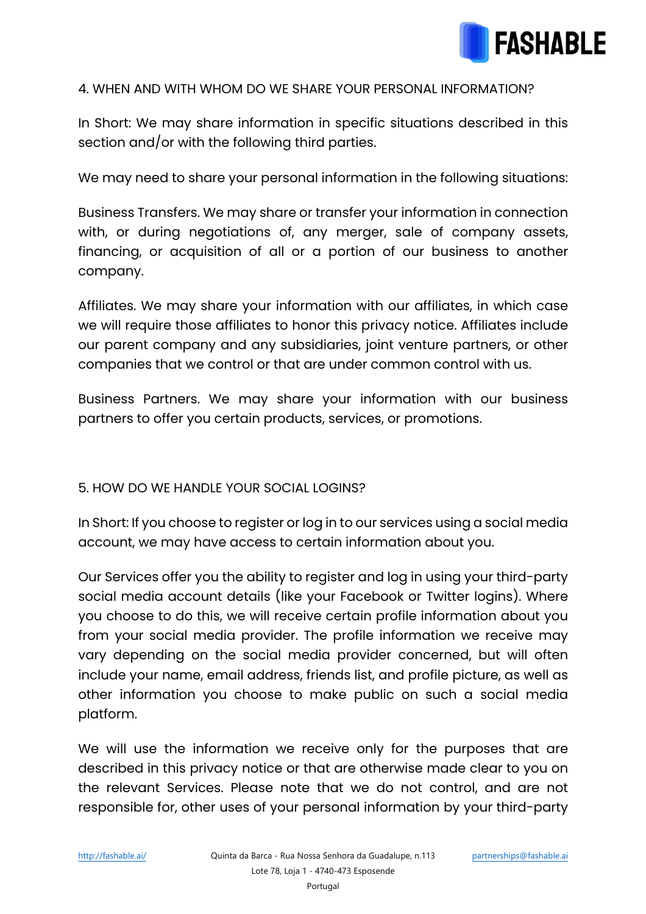## 4. WHEN AND WITH WHOM DO WE SHARE YOUR PERSONAL INFORMATION?

In Short: We may share information in specific situations described in this section and/or with the following third parties.

We may need to share your personal information in the following situations:

Business Transfers. We may share or transfer your information in connection with, or during negotiations of, any merger, sale of company assets, financing, or acquisition of all or a portion of our business to another company.

Affiliates. We may share your information with our affiliates, in which case we will require those affiliates to honor this privacy notice. Affiliates include our parent company and any subsidiaries, joint venture partners, or other companies that we control or that are under common control with us.

Business Partners. We may share your information with our business partners to offer you certain products, services, or promotions.

## 5. HOW DO WE HANDLE YOUR SOCIAL LOGINS?

In Short: If you choose to register or log in to our services using a social media account, we may have access to certain information about you.

Our Services offer you the ability to register and log in using your third-party social media account details (like your Facebook or Twitter logins). Where you choose to do this, we will receive certain profile information about you from your social media provider. The profile information we receive may vary depending on the social media provider concerned, but will often include your name, email address, friends list, and profile picture, as well as other information you choose to make public on such a social media platform.

We will use the information we receive only for the purposes that are described in this privacy notice or that are otherwise made clear to you on the relevant Services. Please note that we do not control, and are not responsible for, other uses of your personal information by your third-party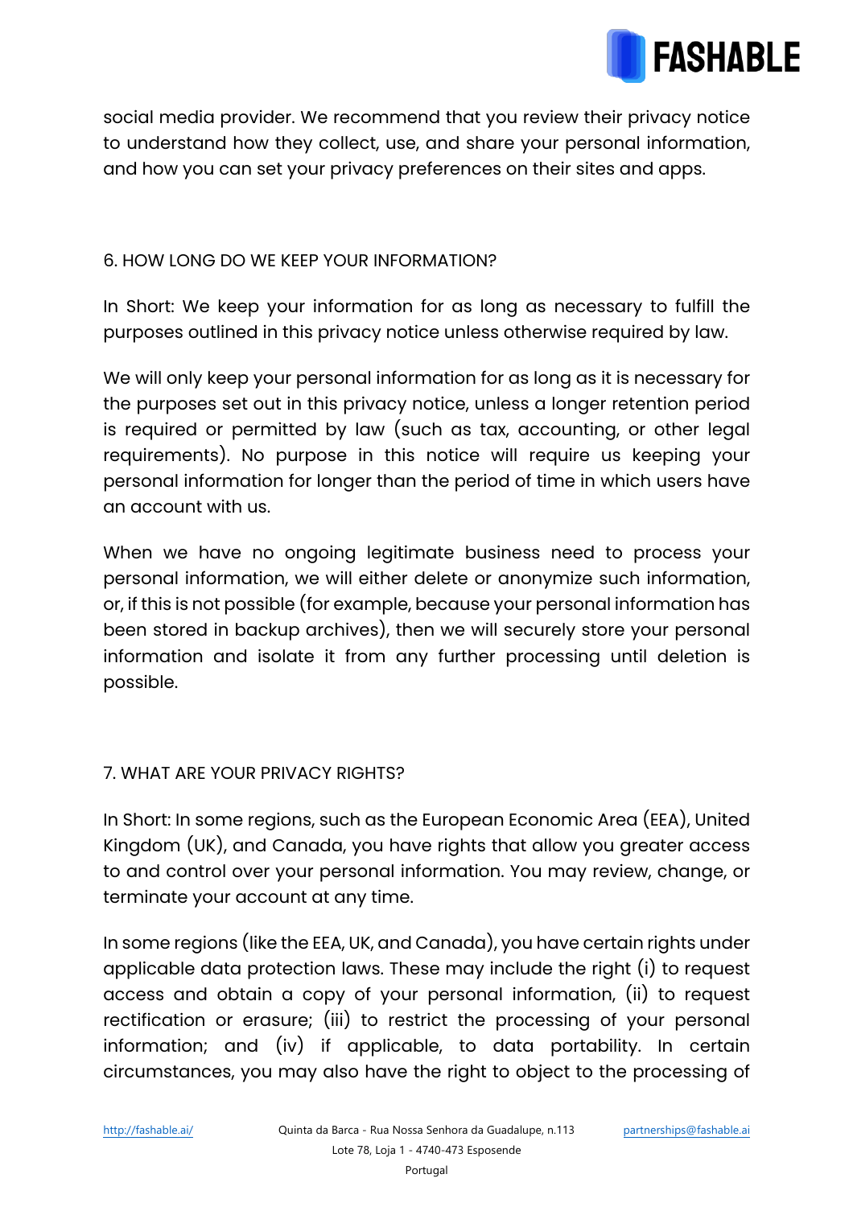social media provider. We recommend that you review their privacy notice to understand how they collect, use, and share your personal information, and how you can set your privacy preferences on their sites and apps.

## 6. HOW LONG DO WE KEEP YOUR INFORMATION?

In Short: We keep your information for as long as necessary to fulfill the purposes outlined in this privacy notice unless otherwise required by law.

We will only keep your personal information for as long as it is necessary for the purposes set out in this privacy notice, unless a longer retention period is required or permitted by law (such as tax, accounting, or other legal requirements). No purpose in this notice will require us keeping your personal information for longer than the period of time in which users have an account with us.

When we have no ongoing legitimate business need to process your personal information, we will either delete or anonymize such information, or, if this is not possible (for example, because your personal information has been stored in backup archives), then we will securely store your personal information and isolate it from any further processing until deletion is possible.

## 7. WHAT ARE YOUR PRIVACY RIGHTS?

In Short: In some regions, such as the European Economic Area (EEA), United Kingdom (UK), and Canada, you have rights that allow you greater access to and control over your personal information. You may review, change, or terminate your account at any time.

In some regions (like the EEA, UK, and Canada), you have certain rights under applicable data protection laws. These may include the right (i) to request access and obtain a copy of your personal information, (ii) to request rectification or erasure; (iii) to restrict the processing of your personal information; and (iv) if applicable, to data portability. In certain circumstances, you may also have the right to object to the processing of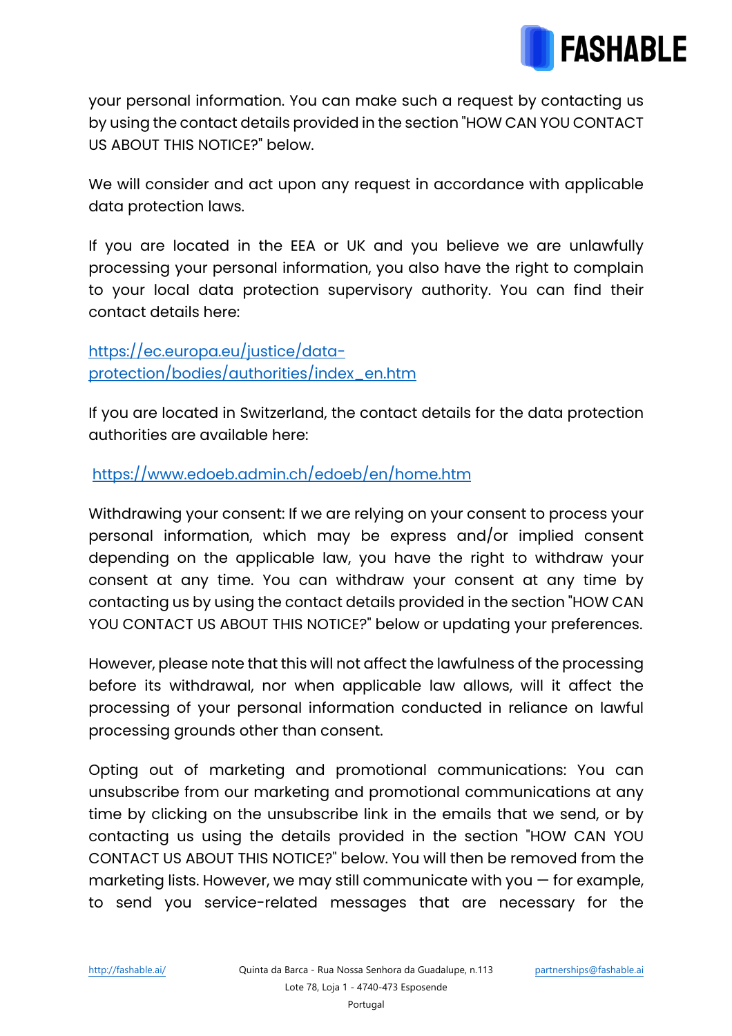your personal information. You can make such a request by contacting us by using the contact details provided in the section "HOW CAN YOU CONTACT US ABOUT THIS NOTICE?" below.

We will consider and act upon any request in accordance with applicable data protection laws.

If you are located in the EEA or UK and you believe we are unlawfully processing your personal information, you also have the right to complain to your local data protection supervisory authority. You can find their contact details here:

[https://ec.europa.eu/justice/data-protection/bodies/authorities/index_en.htm](https://ec.europa.eu/justice/data-protection/bodies/authorities/index_en.htm)

If you are located in Switzerland, the contact details for the data protection authorities are available here:

[https://www.edoeb.admin.ch/edoeb/en/home.htm](https://www.edoeb.admin.ch/edoeb/en/home.htm)

Withdrawing your consent: If we are relying on your consent to process your personal information, which may be express and/or implied consent depending on the applicable law, you have the right to withdraw your consent at any time. You can withdraw your consent at any time by contacting us by using the contact details provided in the section "HOW CAN YOU CONTACT US ABOUT THIS NOTICE?" below or updating your preferences.

However, please note that this will not affect the lawfulness of the processing before its withdrawal, nor when applicable law allows, will it affect the processing of your personal information conducted in reliance on lawful processing grounds other than consent.

Opting out of marketing and promotional communications: You can unsubscribe from our marketing and promotional communications at any time by clicking on the unsubscribe link in the emails that we send, or by contacting us using the details provided in the section "HOW CAN YOU CONTACT US ABOUT THIS NOTICE?" below. You will then be removed from the marketing lists. However, we may still communicate with you — for example, to send you service-related messages that are necessary for the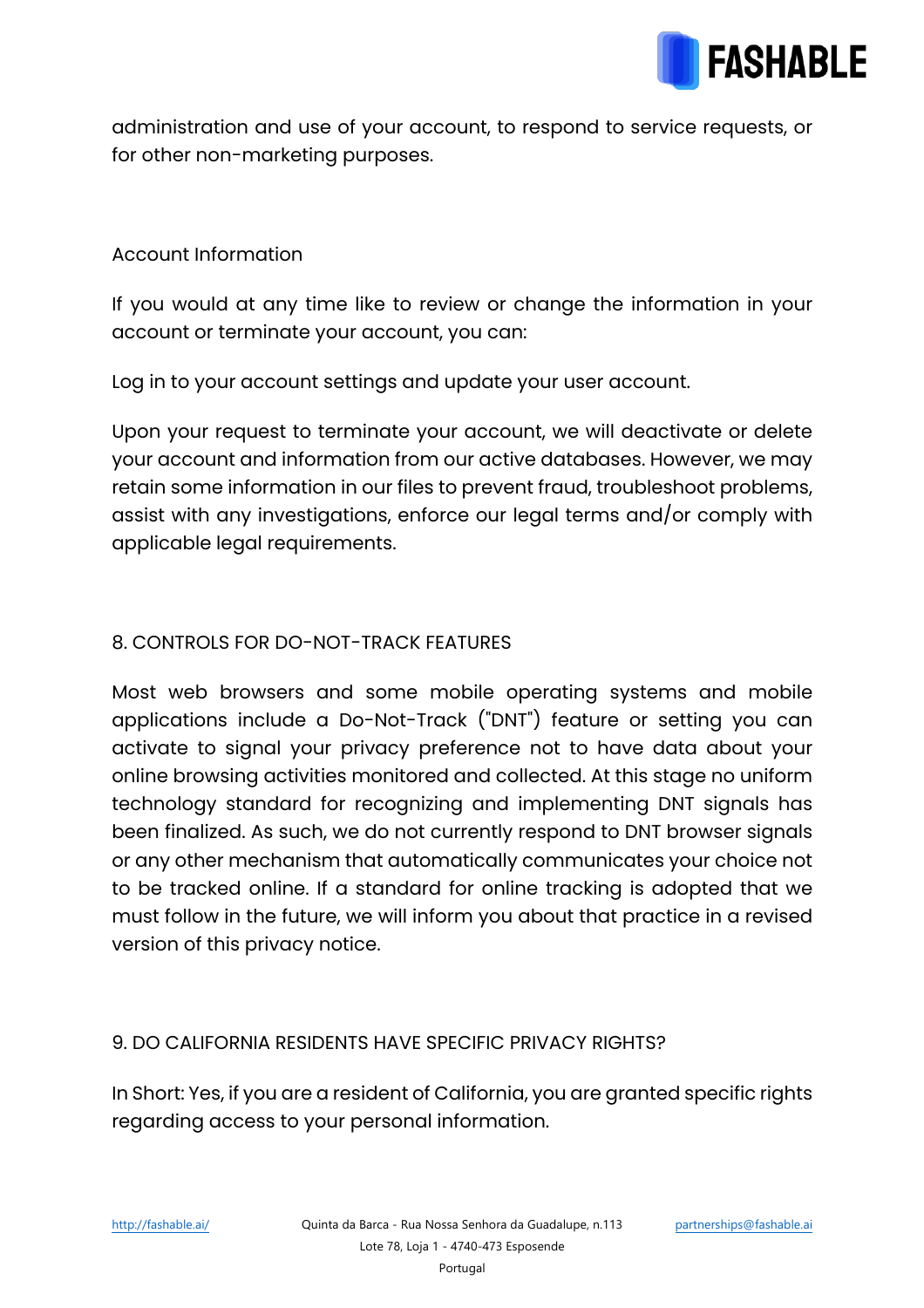administration and use of your account, to respond to service requests, or for other non-marketing purposes.

### Account Information

If you would at any time like to review or change the information in your account or terminate your account, you can:

Log in to your account settings and update your user account.

Upon your request to terminate your account, we will deactivate or delete your account and information from our active databases. However, we may retain some information in our files to prevent fraud, troubleshoot problems, assist with any investigations, enforce our legal terms and/or comply with applicable legal requirements.

## 8. CONTROLS FOR DO-NOT-TRACK FEATURES

Most web browsers and some mobile operating systems and mobile applications include a Do-Not-Track ("DNT") feature or setting you can activate to signal your privacy preference not to have data about your online browsing activities monitored and collected. At this stage no uniform technology standard for recognizing and implementing DNT signals has been finalized. As such, we do not currently respond to DNT browser signals or any other mechanism that automatically communicates your choice not to be tracked online. If a standard for online tracking is adopted that we must follow in the future, we will inform you about that practice in a revised version of this privacy notice.

## 9. DO CALIFORNIA RESIDENTS HAVE SPECIFIC PRIVACY RIGHTS?

In Short: Yes, if you are a resident of California, you are granted specific rights regarding access to your personal information.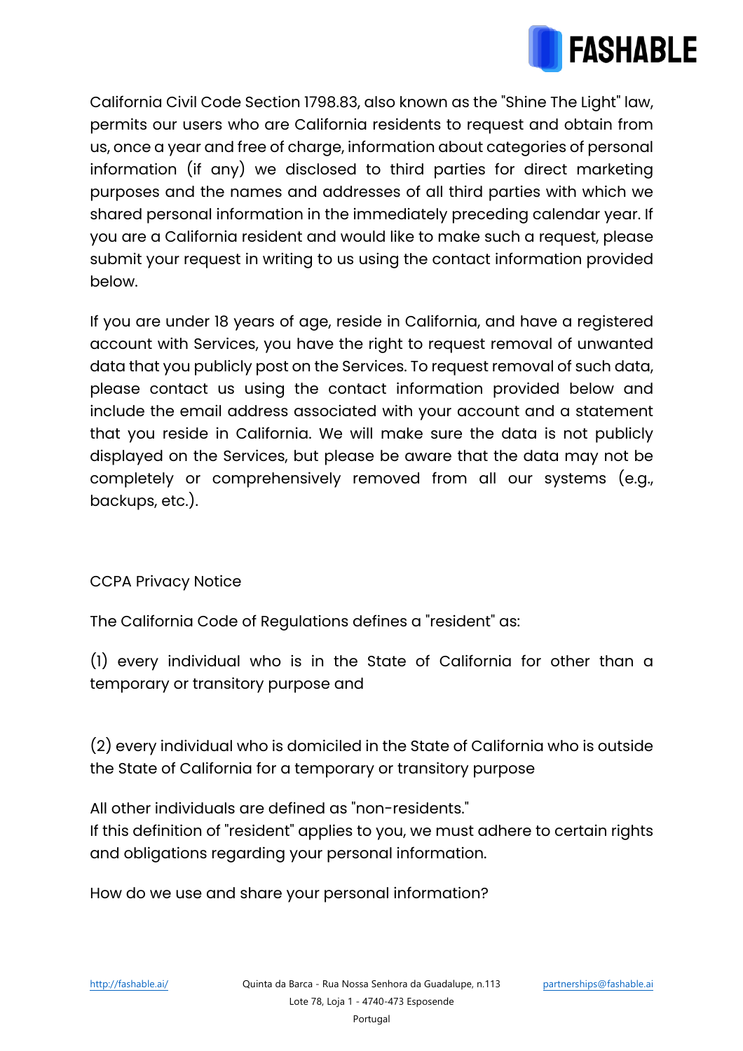California Civil Code Section 1798.83, also known as the "Shine The Light" law, permits our users who are California residents to request and obtain from us, once a year and free of charge, information about categories of personal information (if any) we disclosed to third parties for direct marketing purposes and the names and addresses of all third parties with which we shared personal information in the immediately preceding calendar year. If you are a California resident and would like to make such a request, please submit your request in writing to us using the contact information provided below.

If you are under 18 years of age, reside in California, and have a registered account with Services, you have the right to request removal of unwanted data that you publicly post on the Services. To request removal of such data, please contact us using the contact information provided below and include the email address associated with your account and a statement that you reside in California. We will make sure the data is not publicly displayed on the Services, but please be aware that the data may not be completely or comprehensively removed from all our systems (e.g., backups, etc.).

CCPA Privacy Notice

The California Code of Regulations defines a "resident" as:

(1) every individual who is in the State of California for other than a temporary or transitory purpose and

(2) every individual who is domiciled in the State of California who is outside the State of California for a temporary or transitory purpose

All other individuals are defined as "non-residents."
If this definition of "resident" applies to you, we must adhere to certain rights and obligations regarding your personal information.

How do we use and share your personal information?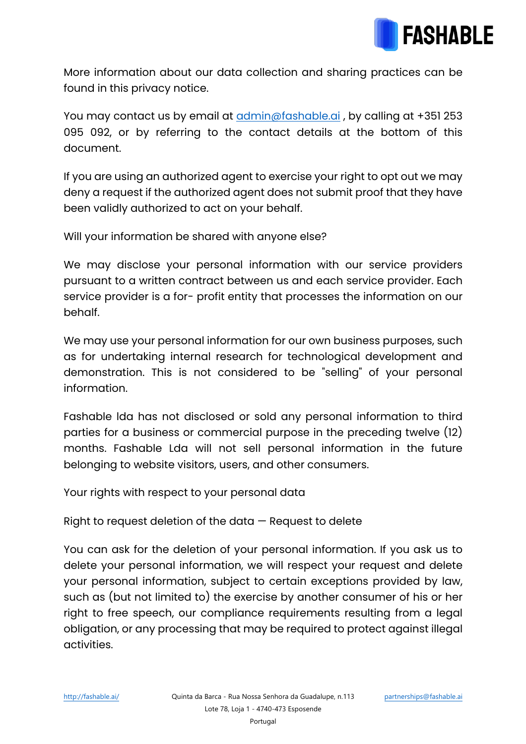More information about our data collection and sharing practices can be found in this privacy notice.

You may contact us by email at admin@fashable.ai , by calling at +351 253 095 092, or by referring to the contact details at the bottom of this document.

If you are using an authorized agent to exercise your right to opt out we may deny a request if the authorized agent does not submit proof that they have been validly authorized to act on your behalf.

Will your information be shared with anyone else?

We may disclose your personal information with our service providers pursuant to a written contract between us and each service provider. Each service provider is a for- profit entity that processes the information on our behalf.

We may use your personal information for our own business purposes, such as for undertaking internal research for technological development and demonstration. This is not considered to be "selling" of your personal information.

Fashable lda has not disclosed or sold any personal information to third parties for a business or commercial purpose in the preceding twelve (12) months. Fashable Lda will not sell personal information in the future belonging to website visitors, users, and other consumers.

Your rights with respect to your personal data

Right to request deletion of the data — Request to delete

You can ask for the deletion of your personal information. If you ask us to delete your personal information, we will respect your request and delete your personal information, subject to certain exceptions provided by law, such as (but not limited to) the exercise by another consumer of his or her right to free speech, our compliance requirements resulting from a legal obligation, or any processing that may be required to protect against illegal activities.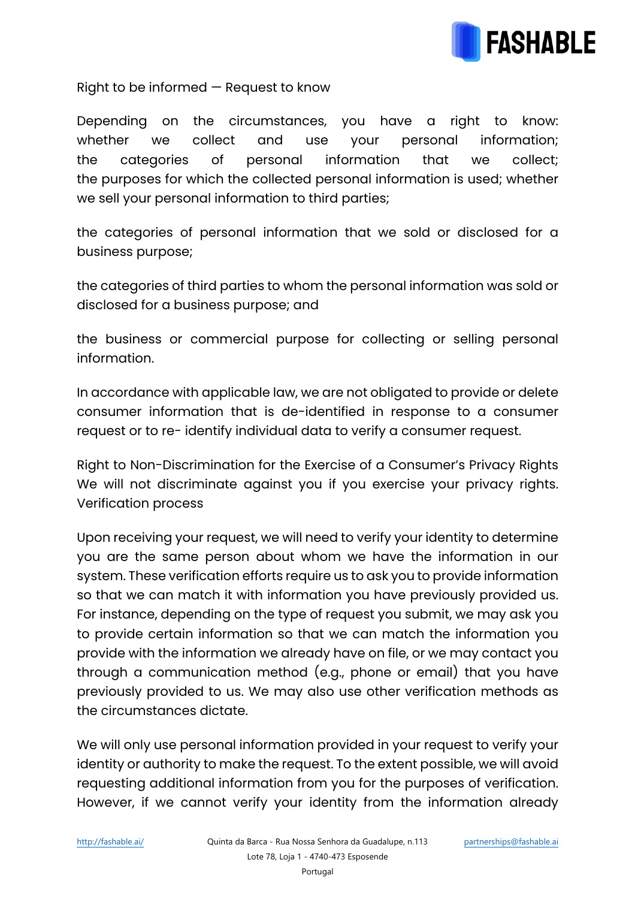Right to be informed — Request to know

Depending on the circumstances, you have a right to know: whether we collect and use your personal information; the categories of personal information that we collect; the purposes for which the collected personal information is used; whether we sell your personal information to third parties;

the categories of personal information that we sold or disclosed for a business purpose;

the categories of third parties to whom the personal information was sold or disclosed for a business purpose; and

the business or commercial purpose for collecting or selling personal information.

In accordance with applicable law, we are not obligated to provide or delete consumer information that is de-identified in response to a consumer request or to re- identify individual data to verify a consumer request.

Right to Non-Discrimination for the Exercise of a Consumer's Privacy Rights We will not discriminate against you if you exercise your privacy rights. Verification process

Upon receiving your request, we will need to verify your identity to determine you are the same person about whom we have the information in our system. These verification efforts require us to ask you to provide information so that we can match it with information you have previously provided us. For instance, depending on the type of request you submit, we may ask you to provide certain information so that we can match the information you provide with the information we already have on file, or we may contact you through a communication method (e.g., phone or email) that you have previously provided to us. We may also use other verification methods as the circumstances dictate.

We will only use personal information provided in your request to verify your identity or authority to make the request. To the extent possible, we will avoid requesting additional information from you for the purposes of verification. However, if we cannot verify your identity from the information already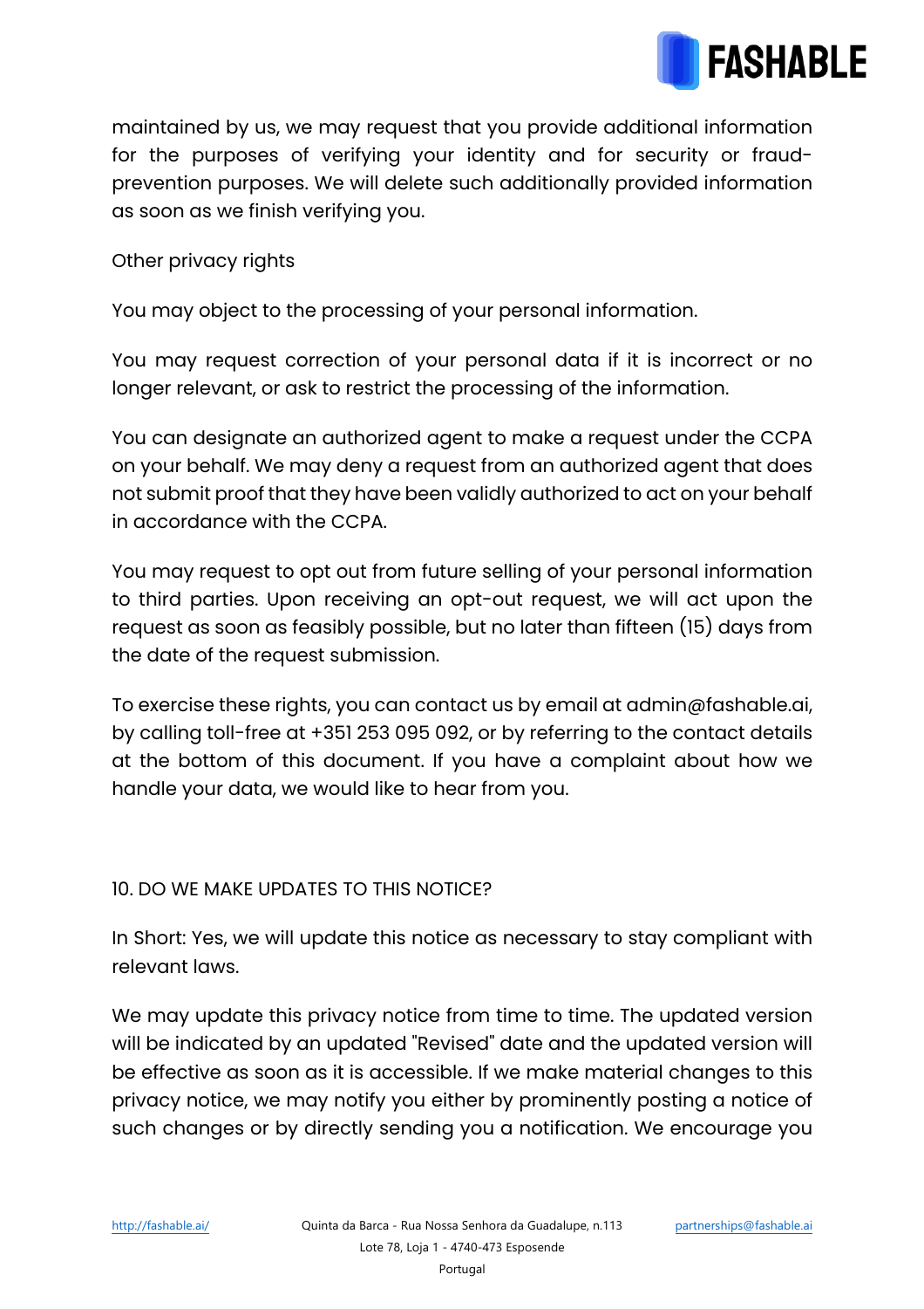maintained by us, we may request that you provide additional information for the purposes of verifying your identity and for security or fraud-prevention purposes. We will delete such additionally provided information as soon as we finish verifying you.

Other privacy rights

You may object to the processing of your personal information.

You may request correction of your personal data if it is incorrect or no longer relevant, or ask to restrict the processing of the information.

You can designate an authorized agent to make a request under the CCPA on your behalf. We may deny a request from an authorized agent that does not submit proof that they have been validly authorized to act on your behalf in accordance with the CCPA.

You may request to opt out from future selling of your personal information to third parties. Upon receiving an opt-out request, we will act upon the request as soon as feasibly possible, but no later than fifteen (15) days from the date of the request submission.

To exercise these rights, you can contact us by email at admin@fashable.ai, by calling toll-free at +351 253 095 092, or by referring to the contact details at the bottom of this document. If you have a complaint about how we handle your data, we would like to hear from you.

## 10. DO WE MAKE UPDATES TO THIS NOTICE?

In Short: Yes, we will update this notice as necessary to stay compliant with relevant laws.

We may update this privacy notice from time to time. The updated version will be indicated by an updated "Revised" date and the updated version will be effective as soon as it is accessible. If we make material changes to this privacy notice, we may notify you either by prominently posting a notice of such changes or by directly sending you a notification. We encourage you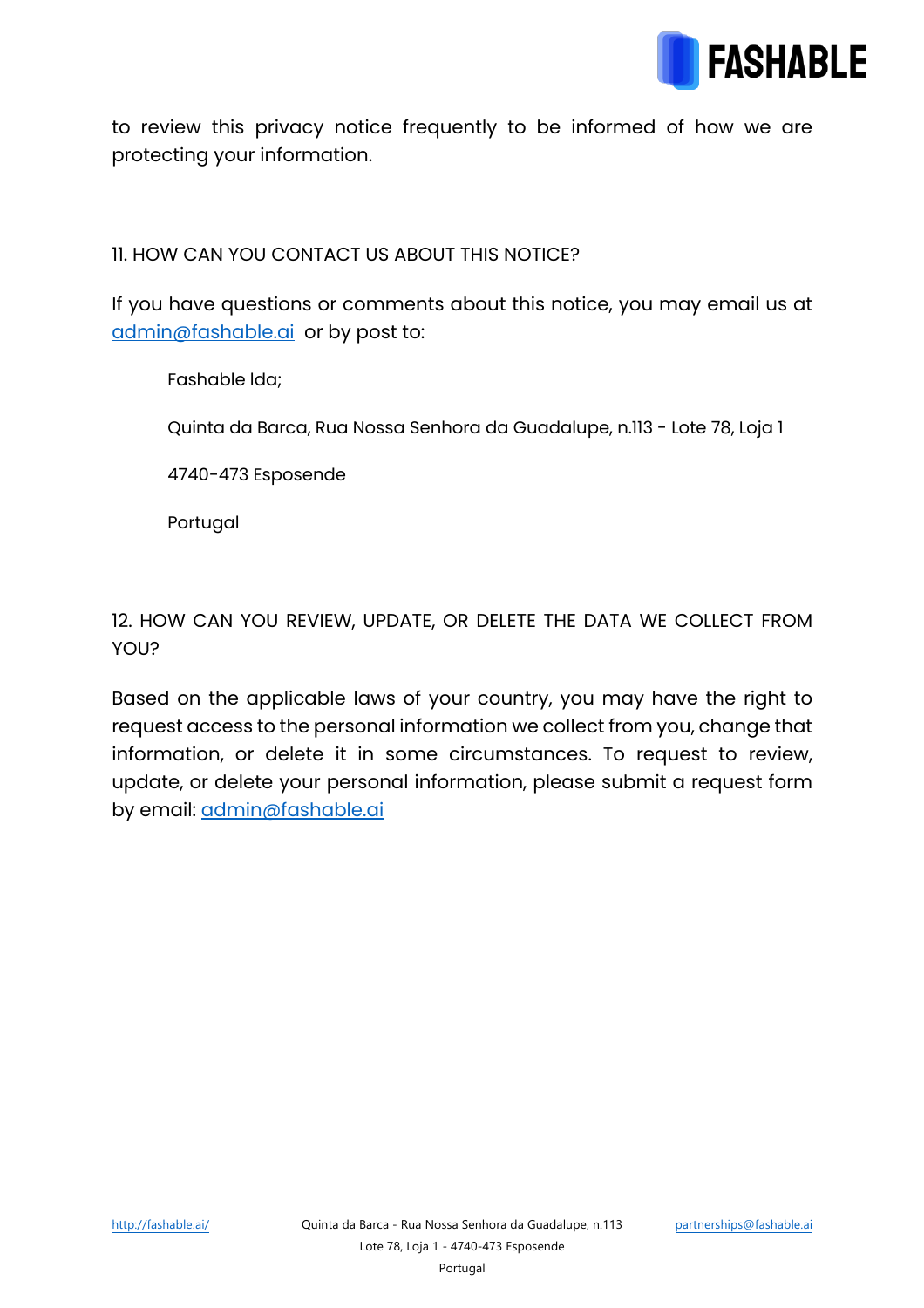to review this privacy notice frequently to be informed of how we are protecting your information.

## 11. HOW CAN YOU CONTACT US ABOUT THIS NOTICE?

If you have questions or comments about this notice, you may email us at admin@fashable.ai or by post to:

Fashable lda;

Quinta da Barca, Rua Nossa Senhora da Guadalupe, n.113 - Lote 78, Loja 1

4740-473 Esposende

Portugal

## 12. HOW CAN YOU REVIEW, UPDATE, OR DELETE THE DATA WE COLLECT FROM YOU?

Based on the applicable laws of your country, you may have the right to request access to the personal information we collect from you, change that information, or delete it in some circumstances. To request to review, update, or delete your personal information, please submit a request form by email: admin@fashable.ai